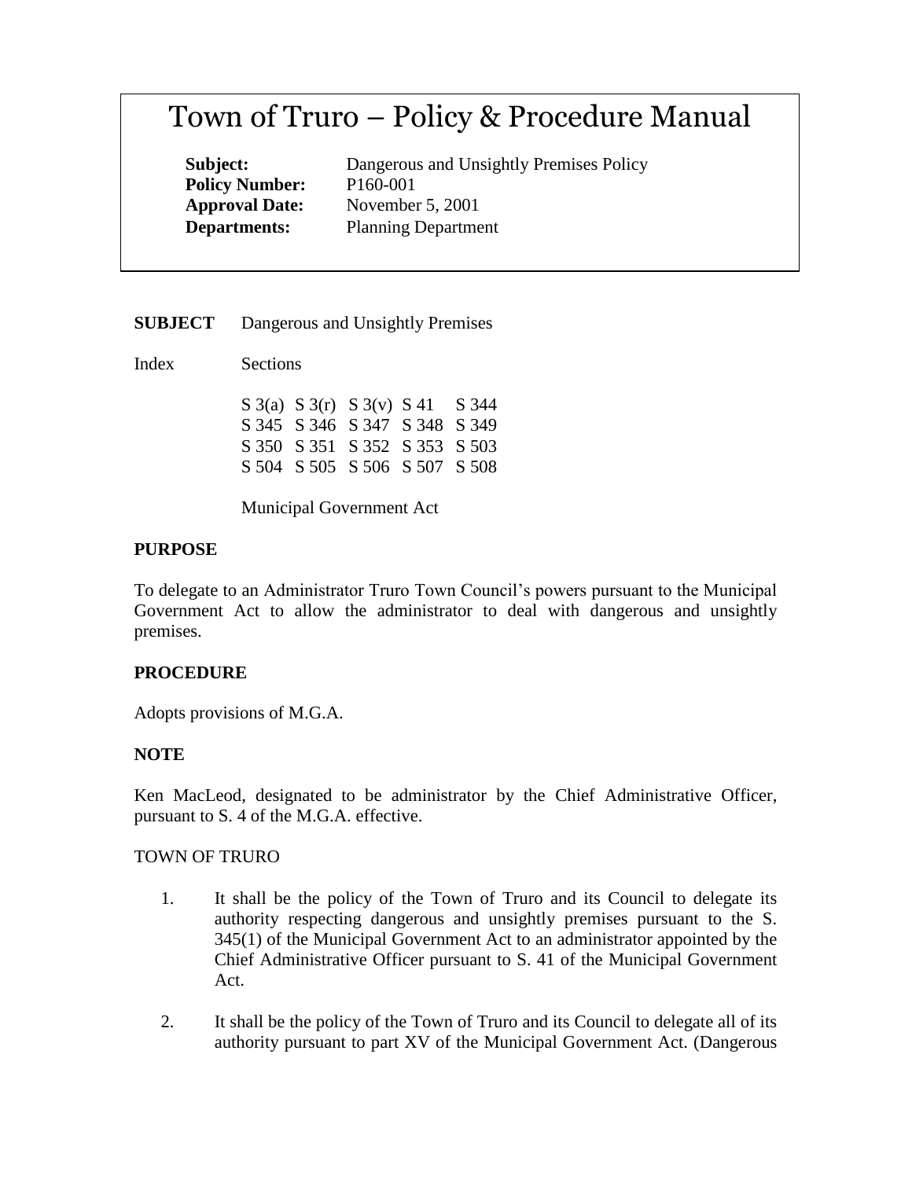# Town of Truro – Policy & Procedure Manual

**Subject:** Dangerous and Unsightly Premises Policy
**Policy Number:** P160-001
**Approval Date:** November 5, 2001
**Departments:** Planning Department

**SUBJECT** Dangerous and Unsightly Premises

Index Sections

| | | | | |
|---|---|---|---|---|
| S 3(a) | S 3(r) | S 3(v) | S 41 | S 344 |
| S 345 | S 346 | S 347 | S 348 | S 349 |
| S 350 | S 351 | S 352 | S 353 | S 503 |
| S 504 | S 505 | S 506 | S 507 | S 508 |

Municipal Government Act

## PURPOSE

To delegate to an Administrator Truro Town Council's powers pursuant to the Municipal Government Act to allow the administrator to deal with dangerous and unsightly premises.

## PROCEDURE

Adopts provisions of M.G.A.

## NOTE

Ken MacLeod, designated to be administrator by the Chief Administrative Officer, pursuant to S. 4 of the M.G.A. effective.

TOWN OF TRURO

1. It shall be the policy of the Town of Truro and its Council to delegate its authority respecting dangerous and unsightly premises pursuant to the S. 345(1) of the Municipal Government Act to an administrator appointed by the Chief Administrative Officer pursuant to S. 41 of the Municipal Government Act.

2. It shall be the policy of the Town of Truro and its Council to delegate all of its authority pursuant to part XV of the Municipal Government Act. (Dangerous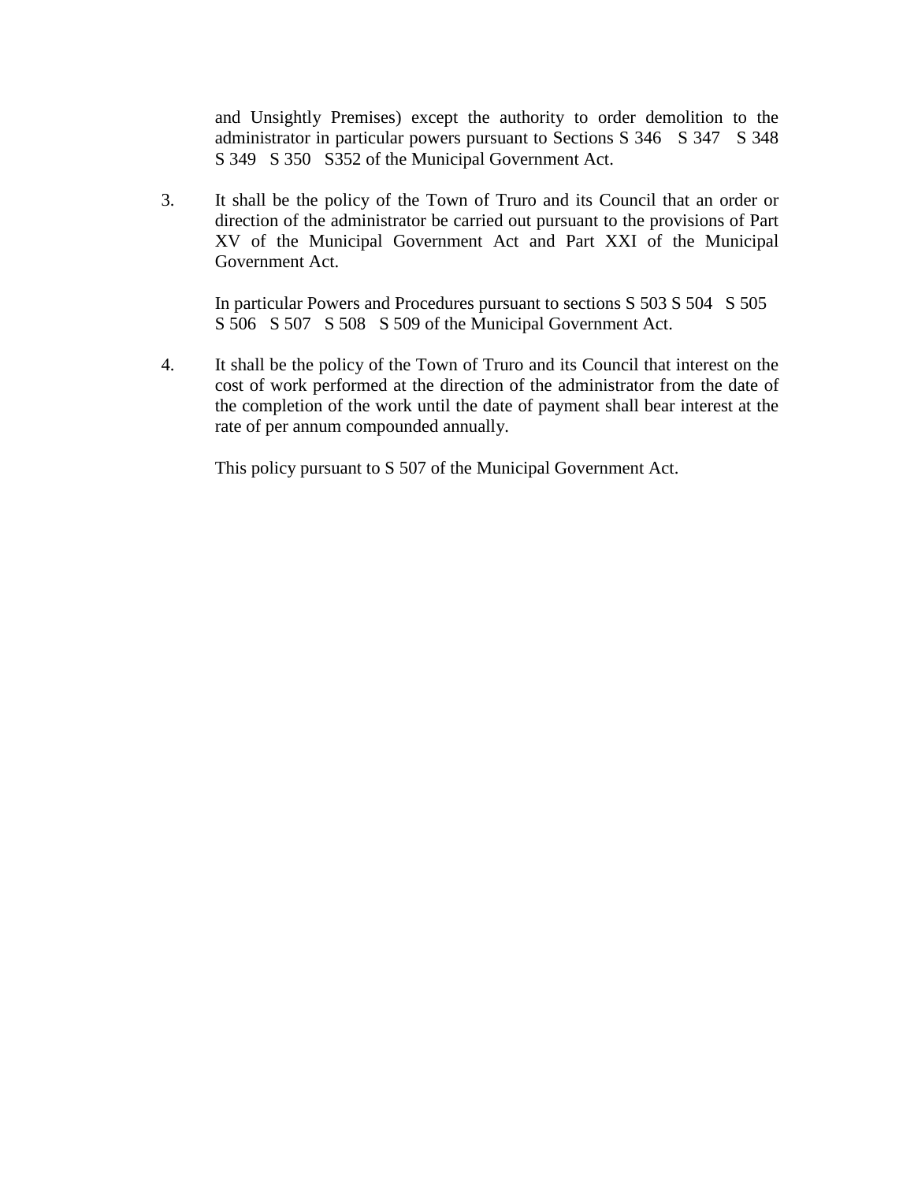and Unsightly Premises) except the authority to order demolition to the administrator in particular powers pursuant to Sections S 346 S 347 S 348 S 349 S 350 S352 of the Municipal Government Act.

3. It shall be the policy of the Town of Truro and its Council that an order or direction of the administrator be carried out pursuant to the provisions of Part XV of the Municipal Government Act and Part XXI of the Municipal Government Act.

   In particular Powers and Procedures pursuant to sections S 503 S 504 S 505 S 506 S 507 S 508 S 509 of the Municipal Government Act.

4. It shall be the policy of the Town of Truro and its Council that interest on the cost of work performed at the direction of the administrator from the date of the completion of the work until the date of payment shall bear interest at the rate of per annum compounded annually.

   This policy pursuant to S 507 of the Municipal Government Act.